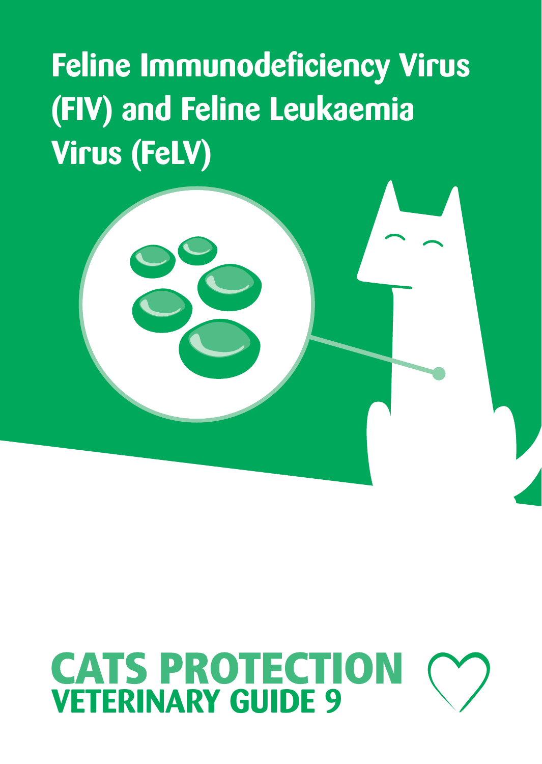# Feline Immunodeficiency Virus (FIV) and Feline Leukaemia Virus (FeLV)

**CATS PROTECTION**

**VETERINARY GUIDE 9**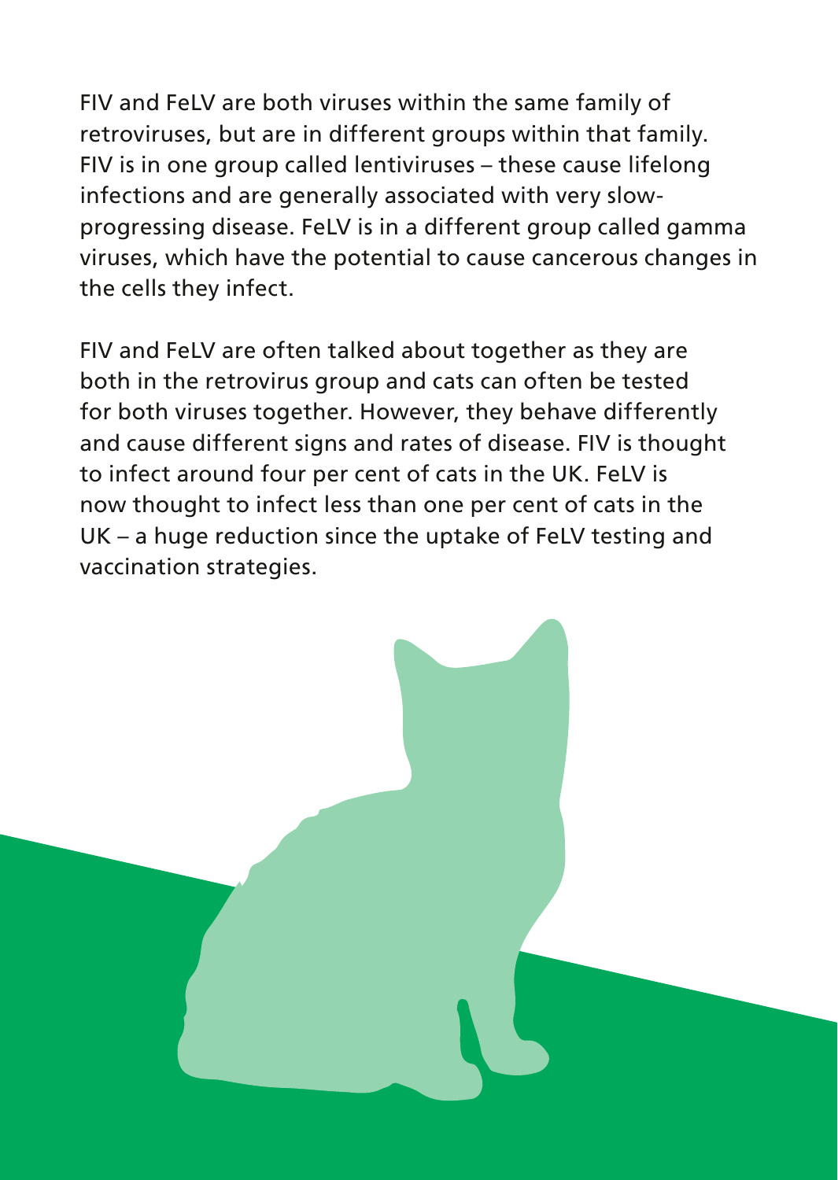FIV and FeLV are both viruses within the same family of retroviruses, but are in different groups within that family. FIV is in one group called lentiviruses – these cause lifelong infections and are generally associated with very slow-progressing disease. FeLV is in a different group called gamma viruses, which have the potential to cause cancerous changes in the cells they infect.

FIV and FeLV are often talked about together as they are both in the retrovirus group and cats can often be tested for both viruses together. However, they behave differently and cause different signs and rates of disease. FIV is thought to infect around four per cent of cats in the UK. FeLV is now thought to infect less than one per cent of cats in the UK – a huge reduction since the uptake of FeLV testing and vaccination strategies.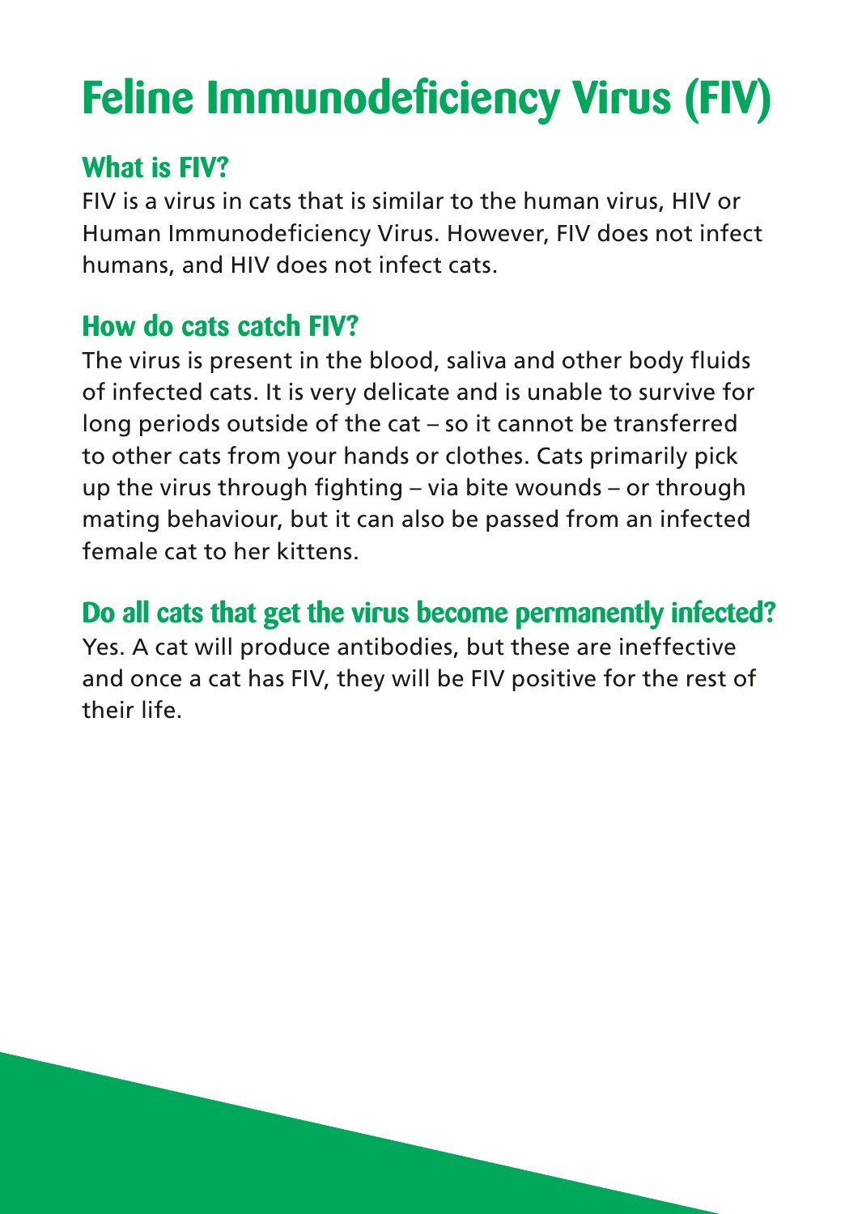# Feline Immunodeficiency Virus (FIV)

## What is FIV?

FIV is a virus in cats that is similar to the human virus, HIV or Human Immunodeficiency Virus. However, FIV does not infect humans, and HIV does not infect cats.

## How do cats catch FIV?

The virus is present in the blood, saliva and other body fluids of infected cats. It is very delicate and is unable to survive for long periods outside of the cat – so it cannot be transferred to other cats from your hands or clothes. Cats primarily pick up the virus through fighting – via bite wounds – or through mating behaviour, but it can also be passed from an infected female cat to her kittens.

## Do all cats that get the virus become permanently infected?

Yes. A cat will produce antibodies, but these are ineffective and once a cat has FIV, they will be FIV positive for the rest of their life.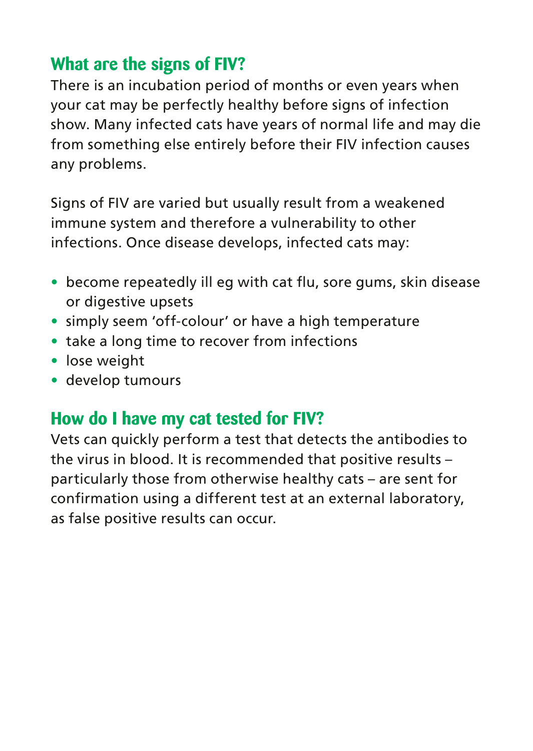## What are the signs of FIV?

There is an incubation period of months or even years when your cat may be perfectly healthy before signs of infection show. Many infected cats have years of normal life and may die from something else entirely before their FIV infection causes any problems.

Signs of FIV are varied but usually result from a weakened immune system and therefore a vulnerability to other infections. Once disease develops, infected cats may:

- become repeatedly ill eg with cat flu, sore gums, skin disease or digestive upsets
- simply seem 'off-colour' or have a high temperature
- take a long time to recover from infections
- lose weight
- develop tumours

## How do I have my cat tested for FIV?

Vets can quickly perform a test that detects the antibodies to the virus in blood. It is recommended that positive results – particularly those from otherwise healthy cats – are sent for confirmation using a different test at an external laboratory, as false positive results can occur.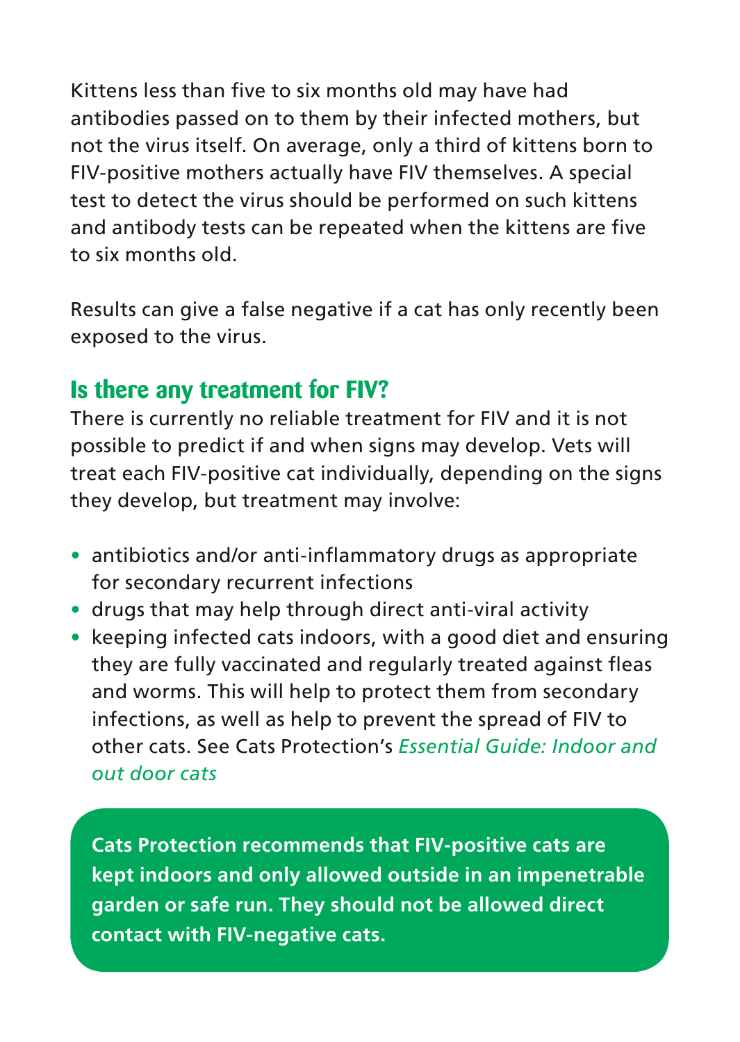Kittens less than five to six months old may have had antibodies passed on to them by their infected mothers, but not the virus itself. On average, only a third of kittens born to FIV-positive mothers actually have FIV themselves. A special test to detect the virus should be performed on such kittens and antibody tests can be repeated when the kittens are five to six months old.

Results can give a false negative if a cat has only recently been exposed to the virus.

## Is there any treatment for FIV?

There is currently no reliable treatment for FIV and it is not possible to predict if and when signs may develop. Vets will treat each FIV-positive cat individually, depending on the signs they develop, but treatment may involve:

- antibiotics and/or anti-inflammatory drugs as appropriate for secondary recurrent infections
- drugs that may help through direct anti-viral activity
- keeping infected cats indoors, with a good diet and ensuring they are fully vaccinated and regularly treated against fleas and worms. This will help to protect them from secondary infections, as well as help to prevent the spread of FIV to other cats. See Cats Protection's *Essential Guide: Indoor and out door cats*

**Cats Protection recommends that FIV-positive cats are kept indoors and only allowed outside in an impenetrable garden or safe run. They should not be allowed direct contact with FIV-negative cats.**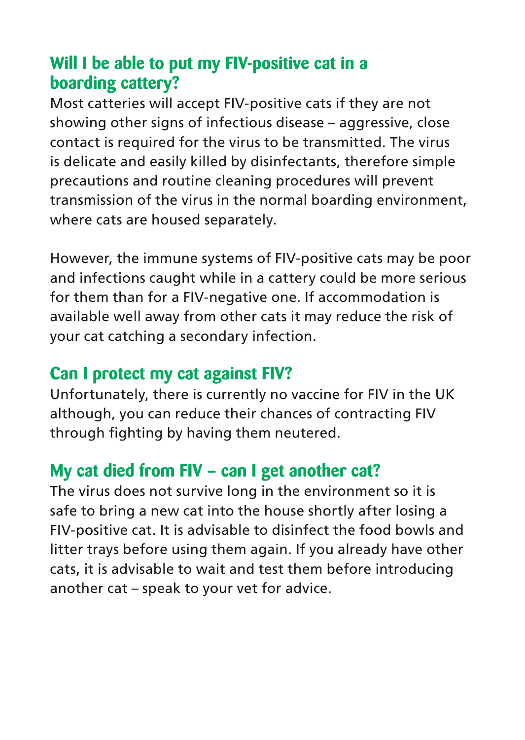## Will I be able to put my FIV-positive cat in a boarding cattery?

Most catteries will accept FIV-positive cats if they are not showing other signs of infectious disease – aggressive, close contact is required for the virus to be transmitted. The virus is delicate and easily killed by disinfectants, therefore simple precautions and routine cleaning procedures will prevent transmission of the virus in the normal boarding environment, where cats are housed separately.

However, the immune systems of FIV-positive cats may be poor and infections caught while in a cattery could be more serious for them than for a FIV-negative one. If accommodation is available well away from other cats it may reduce the risk of your cat catching a secondary infection.

## Can I protect my cat against FIV?

Unfortunately, there is currently no vaccine for FIV in the UK although, you can reduce their chances of contracting FIV through fighting by having them neutered.

## My cat died from FIV – can I get another cat?

The virus does not survive long in the environment so it is safe to bring a new cat into the house shortly after losing a FIV-positive cat. It is advisable to disinfect the food bowls and litter trays before using them again. If you already have other cats, it is advisable to wait and test them before introducing another cat – speak to your vet for advice.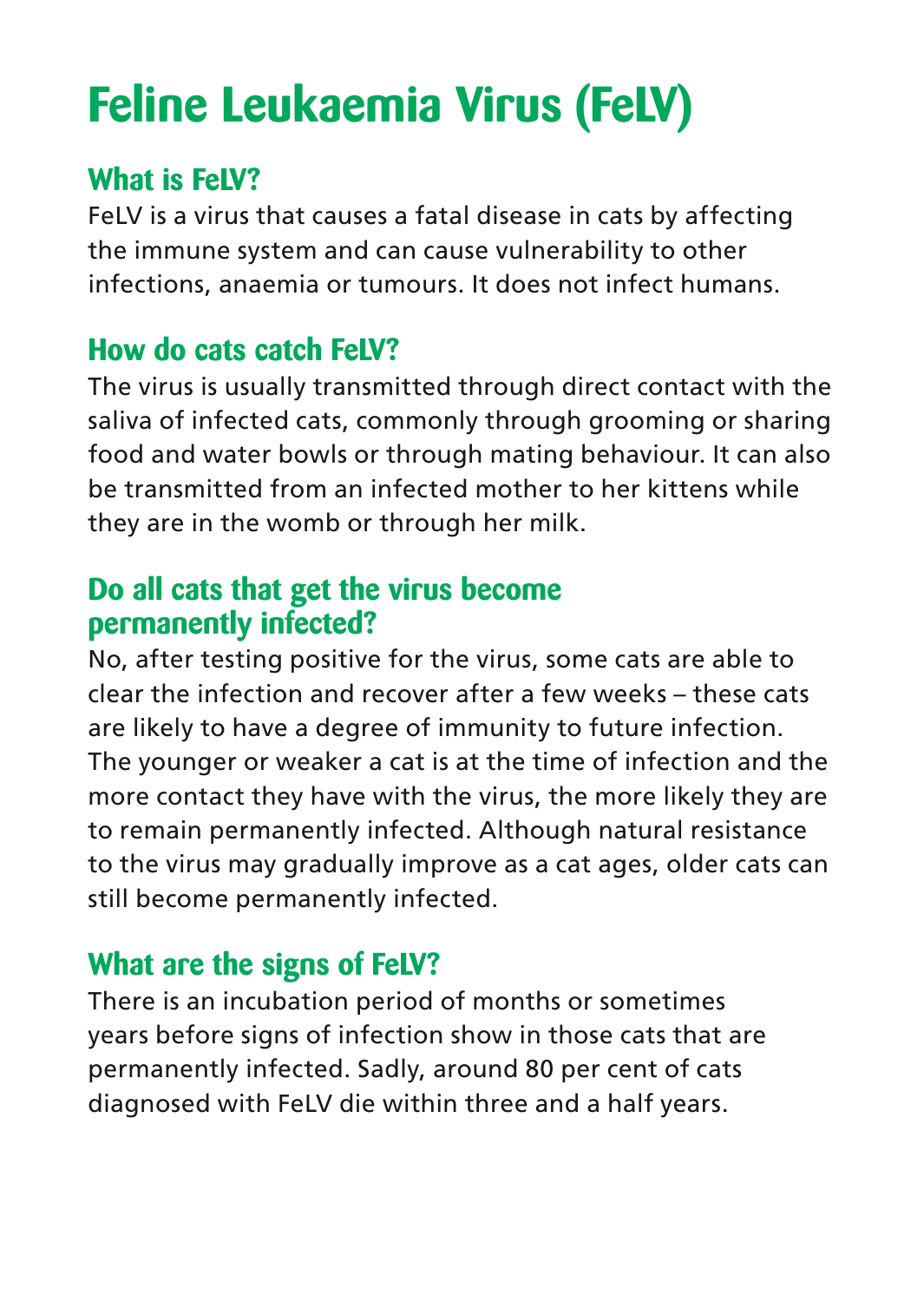# Feline Leukaemia Virus (FeLV)

## What is FeLV?

FeLV is a virus that causes a fatal disease in cats by affecting the immune system and can cause vulnerability to other infections, anaemia or tumours. It does not infect humans.

## How do cats catch FeLV?

The virus is usually transmitted through direct contact with the saliva of infected cats, commonly through grooming or sharing food and water bowls or through mating behaviour. It can also be transmitted from an infected mother to her kittens while they are in the womb or through her milk.

## Do all cats that get the virus become permanently infected?

No, after testing positive for the virus, some cats are able to clear the infection and recover after a few weeks – these cats are likely to have a degree of immunity to future infection. The younger or weaker a cat is at the time of infection and the more contact they have with the virus, the more likely they are to remain permanently infected. Although natural resistance to the virus may gradually improve as a cat ages, older cats can still become permanently infected.

## What are the signs of FeLV?

There is an incubation period of months or sometimes years before signs of infection show in those cats that are permanently infected. Sadly, around 80 per cent of cats diagnosed with FeLV die within three and a half years.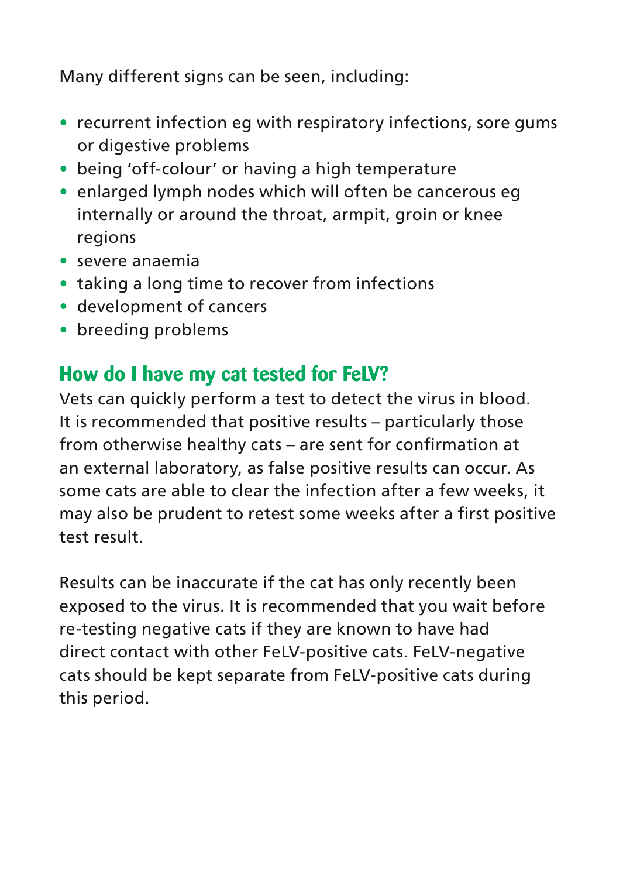Many different signs can be seen, including:

- recurrent infection eg with respiratory infections, sore gums or digestive problems
- being 'off-colour' or having a high temperature
- enlarged lymph nodes which will often be cancerous eg internally or around the throat, armpit, groin or knee regions
- severe anaemia
- taking a long time to recover from infections
- development of cancers
- breeding problems

## How do I have my cat tested for FeLV?

Vets can quickly perform a test to detect the virus in blood. It is recommended that positive results – particularly those from otherwise healthy cats – are sent for confirmation at an external laboratory, as false positive results can occur. As some cats are able to clear the infection after a few weeks, it may also be prudent to retest some weeks after a first positive test result.

Results can be inaccurate if the cat has only recently been exposed to the virus. It is recommended that you wait before re-testing negative cats if they are known to have had direct contact with other FeLV-positive cats. FeLV-negative cats should be kept separate from FeLV-positive cats during this period.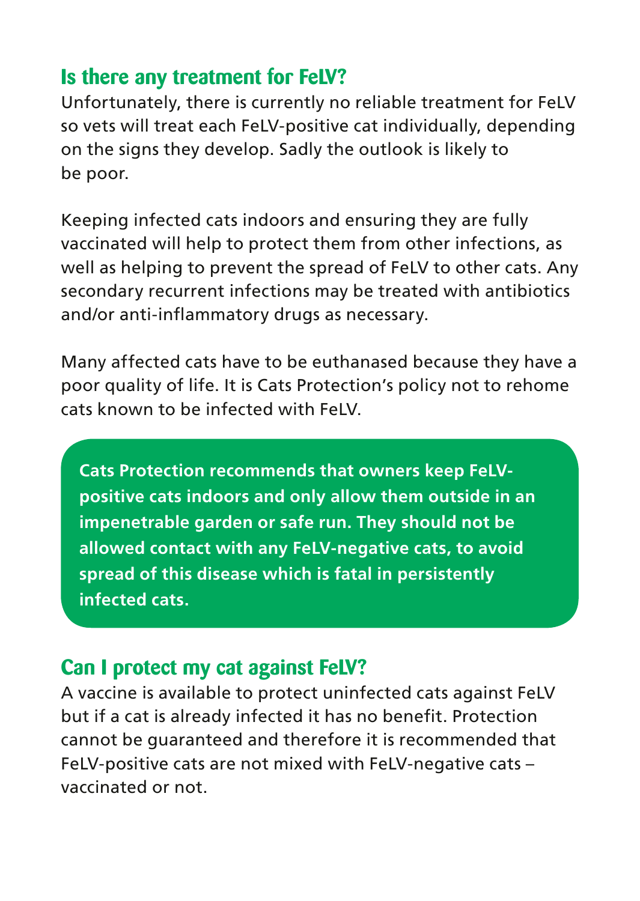## Is there any treatment for FeLV?

Unfortunately, there is currently no reliable treatment for FeLV so vets will treat each FeLV-positive cat individually, depending on the signs they develop. Sadly the outlook is likely to be poor.

Keeping infected cats indoors and ensuring they are fully vaccinated will help to protect them from other infections, as well as helping to prevent the spread of FeLV to other cats. Any secondary recurrent infections may be treated with antibiotics and/or anti-inflammatory drugs as necessary.

Many affected cats have to be euthanased because they have a poor quality of life. It is Cats Protection's policy not to rehome cats known to be infected with FeLV.

**Cats Protection recommends that owners keep FeLV-positive cats indoors and only allow them outside in an impenetrable garden or safe run. They should not be allowed contact with any FeLV-negative cats, to avoid spread of this disease which is fatal in persistently infected cats.**

## Can I protect my cat against FeLV?

A vaccine is available to protect uninfected cats against FeLV but if a cat is already infected it has no benefit. Protection cannot be guaranteed and therefore it is recommended that FeLV-positive cats are not mixed with FeLV-negative cats – vaccinated or not.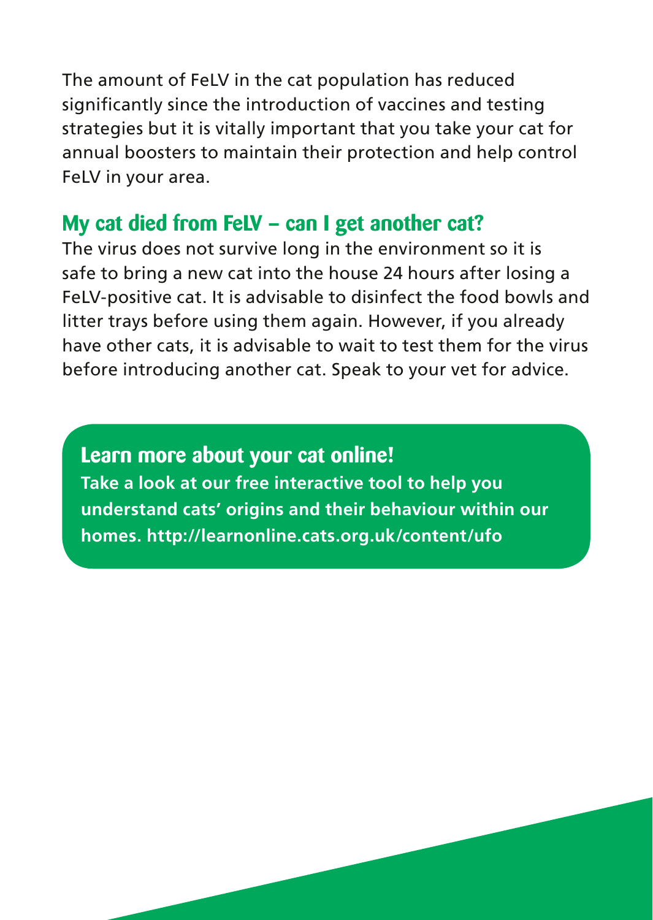The amount of FeLV in the cat population has reduced significantly since the introduction of vaccines and testing strategies but it is vitally important that you take your cat for annual boosters to maintain their protection and help control FeLV in your area.

## My cat died from FeLV – can I get another cat?

The virus does not survive long in the environment so it is safe to bring a new cat into the house 24 hours after losing a FeLV-positive cat. It is advisable to disinfect the food bowls and litter trays before using them again. However, if you already have other cats, it is advisable to wait to test them for the virus before introducing another cat. Speak to your vet for advice.

### Learn more about your cat online!

**Take a look at our free interactive tool to help you understand cats' origins and their behaviour within our homes. http://learnonline.cats.org.uk/content/ufo**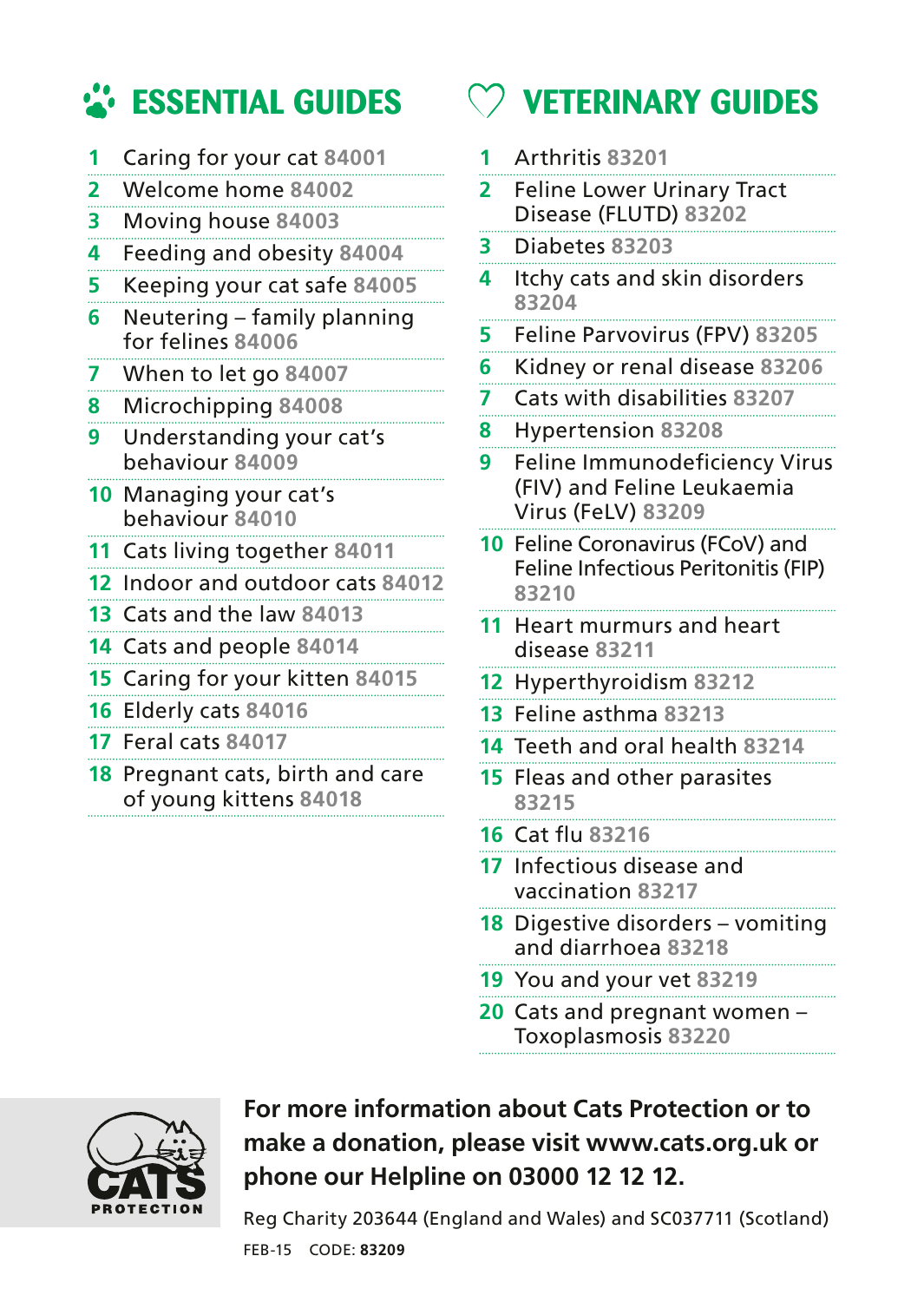## ESSENTIAL GUIDES

1. Caring for your cat 84001
2. Welcome home 84002
3. Moving house 84003
4. Feeding and obesity 84004
5. Keeping your cat safe 84005
6. Neutering – family planning for felines 84006
7. When to let go 84007
8. Microchipping 84008
9. Understanding your cat's behaviour 84009
10. Managing your cat's behaviour 84010
11. Cats living together 84011
12. Indoor and outdoor cats 84012
13. Cats and the law 84013
14. Cats and people 84014
15. Caring for your kitten 84015
16. Elderly cats 84016
17. Feral cats 84017
18. Pregnant cats, birth and care of young kittens 84018

## VETERINARY GUIDES

1. Arthritis 83201
2. Feline Lower Urinary Tract Disease (FLUTD) 83202
3. Diabetes 83203
4. Itchy cats and skin disorders 83204
5. Feline Parvovirus (FPV) 83205
6. Kidney or renal disease 83206
7. Cats with disabilities 83207
8. Hypertension 83208
9. Feline Immunodeficiency Virus (FIV) and Feline Leukaemia Virus (FeLV) 83209
10. Feline Coronavirus (FCoV) and Feline Infectious Peritonitis (FIP) 83210
11. Heart murmurs and heart disease 83211
12. Hyperthyroidism 83212
13. Feline asthma 83213
14. Teeth and oral health 83214
15. Fleas and other parasites 83215
16. Cat flu 83216
17. Infectious disease and vaccination 83217
18. Digestive disorders – vomiting and diarrhoea 83218
19. You and your vet 83219
20. Cats and pregnant women – Toxoplasmosis 83220

CATS PROTECTION

**For more information about Cats Protection or to make a donation, please visit www.cats.org.uk or phone our Helpline on 03000 12 12 12.**

Reg Charity 203644 (England and Wales) and SC037711 (Scotland)

FEB-15 CODE: **83209**